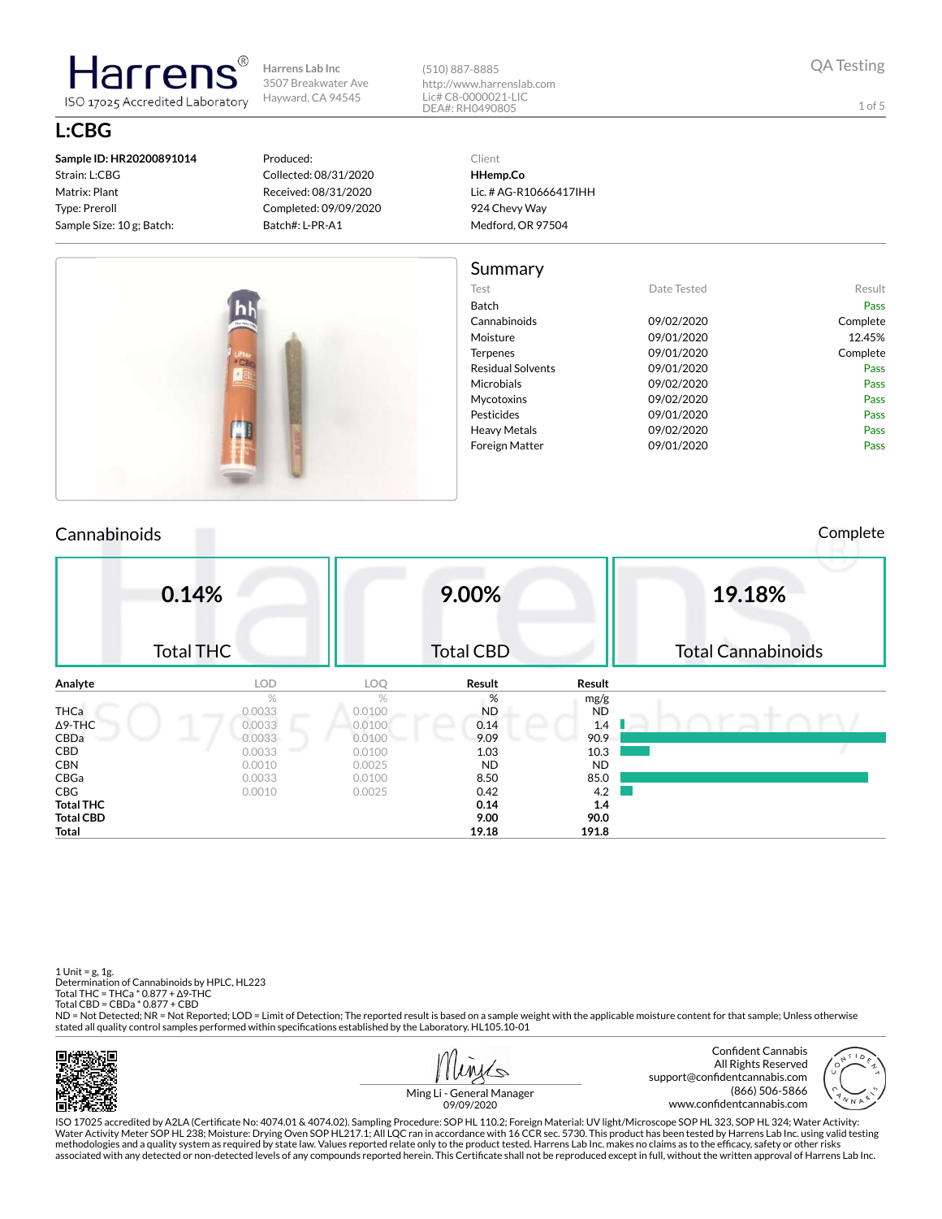Harrens
ISO 17025 Accredited Laboratory

Harrens Lab Inc
3507 Breakwater Ave
Hayward, CA 94545

(510) 887-8885
http://www.harrenslab.com
Lic# C8-0000021-LIC
DEA#: RH0490805

QA Testing

# L:CBG

**Sample ID: HR20200891014**
Strain: L:CBG
Matrix: Plant
Type: Preroll
Sample Size: 10 g; Batch:

Produced:
Collected: 08/31/2020
Received: 08/31/2020
Completed: 09/09/2020
Batch#: L-PR-A1

Client
**HHemp.Co**
Lic. # AG-R10666417IHH
924 Chevy Way
Medford, OR 97504

## Summary

| Test | Date Tested | Result |
|---|---|---|
| Batch | | Pass |
| Cannabinoids | 09/02/2020 | Complete |
| Moisture | 09/01/2020 | 12.45% |
| Terpenes | 09/01/2020 | Complete |
| Residual Solvents | 09/01/2020 | Pass |
| Microbials | 09/02/2020 | Pass |
| Mycotoxins | 09/02/2020 | Pass |
| Pesticides | 09/01/2020 | Pass |
| Heavy Metals | 09/02/2020 | Pass |
| Foreign Matter | 09/01/2020 | Pass |

## Cannabinoids

Complete

| 0.14% | 9.00% | 19.18% |
|---|---|---|
| Total THC | Total CBD | Total Cannabinoids |

| Analyte | LOD | LOQ | Result | Result |
|---|---|---|---|---|
| | % | % | % | mg/g |
| THCa | 0.0033 | 0.0100 | ND | ND |
| Δ9-THC | 0.0033 | 0.0100 | 0.14 | 1.4 |
| CBDa | 0.0033 | 0.0100 | 9.09 | 90.9 |
| CBD | 0.0033 | 0.0100 | 1.03 | 10.3 |
| CBN | 0.0010 | 0.0025 | ND | ND |
| CBGa | 0.0033 | 0.0100 | 8.50 | 85.0 |
| CBG | 0.0010 | 0.0025 | 0.42 | 4.2 |
| **Total THC** | | | **0.14** | **1.4** |
| **Total CBD** | | | **9.00** | **90.0** |
| **Total** | | | **19.18** | **191.8** |

1 Unit = g, 1g.
Determination of Cannabinoids by HPLC, HL223
Total THC = THCa * 0.877 + Δ9-THC
Total CBD = CBDa * 0.877 + CBD
ND = Not Detected; NR = Not Reported; LOD = Limit of Detection; The reported result is based on a sample weight with the applicable moisture content for that sample; Unless otherwise stated all quality control samples performed within specifications established by the Laboratory. HL105.10-01

Ming Li - General Manager
09/09/2020

Confident Cannabis
All Rights Reserved
support@confidentcannabis.com
(866) 506-5866
www.confidentcannabis.com

ISO 17025 accredited by A2LA (Certificate No: 4074.01 & 4074.02). Sampling Procedure: SOP HL 110.2; Foreign Material: UV light/Microscope SOP HL 323, SOP HL 324; Water Activity: Water Activity Meter SOP HL 238; Moisture: Drying Oven SOP HL217.1; All LQC ran in accordance with 16 CCR sec. 5730. This product has been tested by Harrens Lab Inc. using valid testing methodologies and a quality system as required by state law. Values reported relate only to the product tested. Harrens Lab Inc. makes no claims as to the efficacy, safety or other risks associated with any detected or non-detected levels of any compounds reported herein. This Certificate shall not be reproduced except in full, without the written approval of Harrens Lab Inc.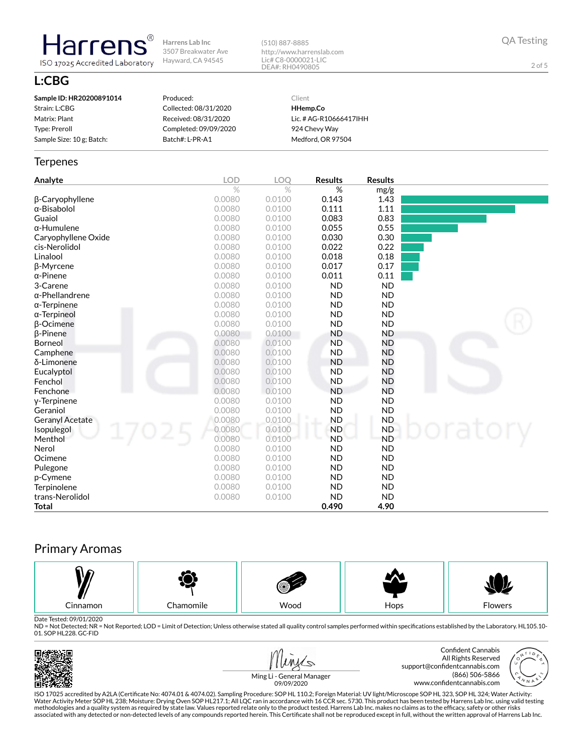**Harrens**
ISO 17025 Accredited Laboratory

Harrens Lab Inc
3507 Breakwater Ave
Hayward, CA 94545

(510) 887-8885
http://www.harrenslab.com
Lic# C8-0000021-LIC
DEA#: RH0490805

QA Testing

## L:CBG

| | | |
|---|---|---|
| **Sample ID: HR20200891014** | Produced: | Client |
| Strain: L:CBG | Collected: 08/31/2020 | **HHemp.Co** |
| Matrix: Plant | Received: 08/31/2020 | Lic. # AG-R10666417IHH |
| Type: Preroll | Completed: 09/09/2020 | 924 Chevy Way |
| Sample Size: 10 g; Batch: | Batch#: L-PR-A1 | Medford, OR 97504 |

## Terpenes

| Analyte | LOD % | LOQ % | Results % | Results mg/g |
|---|---|---|---|---|
| β-Caryophyllene | 0.0080 | 0.0100 | 0.143 | 1.43 |
| α-Bisabolol | 0.0080 | 0.0100 | 0.111 | 1.11 |
| Guaiol | 0.0080 | 0.0100 | 0.083 | 0.83 |
| α-Humulene | 0.0080 | 0.0100 | 0.055 | 0.55 |
| Caryophyllene Oxide | 0.0080 | 0.0100 | 0.030 | 0.30 |
| cis-Nerolidol | 0.0080 | 0.0100 | 0.022 | 0.22 |
| Linalool | 0.0080 | 0.0100 | 0.018 | 0.18 |
| β-Myrcene | 0.0080 | 0.0100 | 0.017 | 0.17 |
| α-Pinene | 0.0080 | 0.0100 | 0.011 | 0.11 |
| 3-Carene | 0.0080 | 0.0100 | ND | ND |
| α-Phellandrene | 0.0080 | 0.0100 | ND | ND |
| α-Terpinene | 0.0080 | 0.0100 | ND | ND |
| α-Terpineol | 0.0080 | 0.0100 | ND | ND |
| β-Ocimene | 0.0080 | 0.0100 | ND | ND |
| β-Pinene | 0.0080 | 0.0100 | ND | ND |
| Borneol | 0.0080 | 0.0100 | ND | ND |
| Camphene | 0.0080 | 0.0100 | ND | ND |
| δ-Limonene | 0.0080 | 0.0100 | ND | ND |
| Eucalyptol | 0.0080 | 0.0100 | ND | ND |
| Fenchol | 0.0080 | 0.0100 | ND | ND |
| Fenchone | 0.0080 | 0.0100 | ND | ND |
| γ-Terpinene | 0.0080 | 0.0100 | ND | ND |
| Geraniol | 0.0080 | 0.0100 | ND | ND |
| Geranyl Acetate | 0.0080 | 0.0100 | ND | ND |
| Isopulegol | 0.0080 | 0.0100 | ND | ND |
| Menthol | 0.0080 | 0.0100 | ND | ND |
| Nerol | 0.0080 | 0.0100 | ND | ND |
| Ocimene | 0.0080 | 0.0100 | ND | ND |
| Pulegone | 0.0080 | 0.0100 | ND | ND |
| p-Cymene | 0.0080 | 0.0100 | ND | ND |
| Terpinolene | 0.0080 | 0.0100 | ND | ND |
| trans-Nerolidol | 0.0080 | 0.0100 | ND | ND |
| **Total** | | | **0.490** | **4.90** |

## Primary Aromas

Cinnamon | Chamomile | Wood | Hops | Flowers

Date Tested: 09/01/2020
ND = Not Detected; NR = Not Reported; LOD = Limit of Detection; Unless otherwise stated all quality control samples performed within specifications established by the Laboratory. HL105.10-01. SOP HL228. GC-FID

Ming Li - General Manager
09/09/2020

Confident Cannabis
All Rights Reserved
support@confidentcannabis.com
(866) 506-5866
www.confidentcannabis.com

ISO 17025 accredited by A2LA (Certificate No: 4074.01 & 4074.02). Sampling Procedure: SOP HL 110.2; Foreign Material: UV light/Microscope SOP HL 323, SOP HL 324; Water Activity: Water Activity Meter SOP HL 238; Moisture: Drying Oven SOP HL217.1; All LQC ran in accordance with 16 CCR sec. 5730. This product has been tested by Harrens Lab Inc. using valid testing methodologies and a quality system as required by state law. Values reported relate only to the product tested. Harrens Lab Inc. makes no claims as to the efficacy, safety or other risks associated with any detected or non-detected levels of any compounds reported herein. This Certificate shall not be reproduced except in full, without the written approval of Harrens Lab Inc.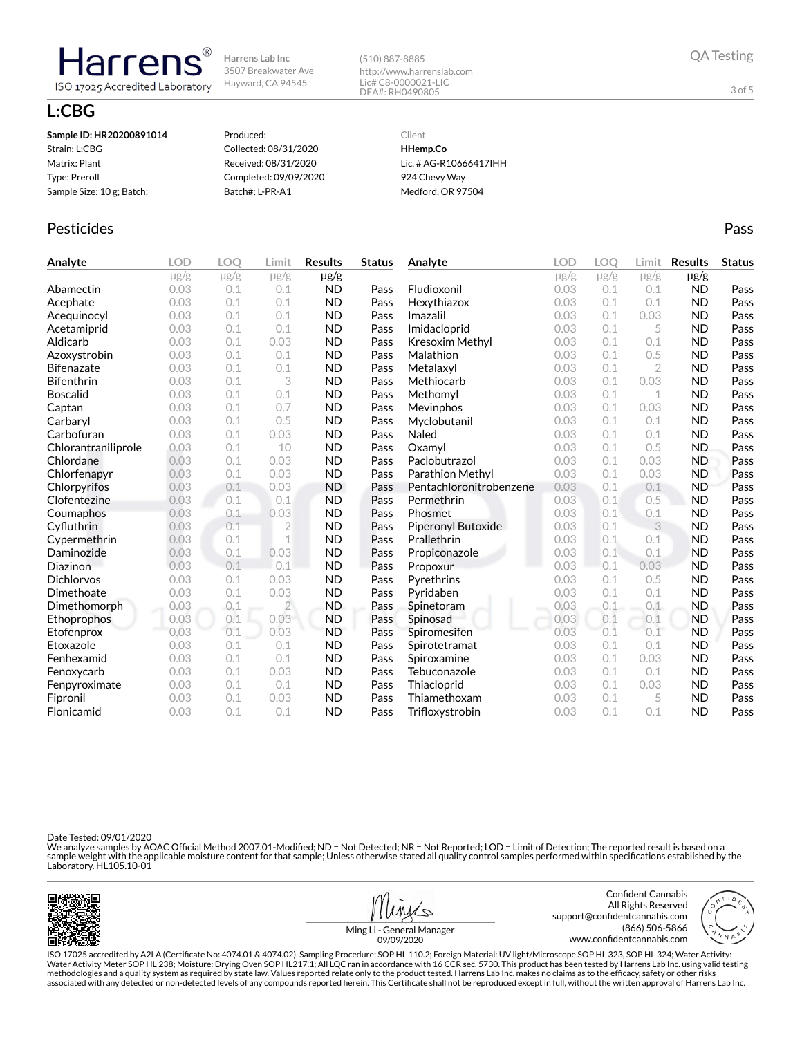Harrens® ISO 17025 Accredited Laboratory

Harrens Lab Inc
3507 Breakwater Ave
Hayward, CA 94545

(510) 887-8885
http://www.harrenslab.com
Lic# C8-0000021-LIC
DEA#: RH0490805

QA Testing

# L:CBG

**Sample ID: HR20200891014**
Strain: L:CBG
Matrix: Plant
Type: Preroll
Sample Size: 10 g; Batch:

Produced:
Collected: 08/31/2020
Received: 08/31/2020
Completed: 09/09/2020
Batch#: L-PR-A1

Client
**HHemp.Co**
Lic. # AG-R10666417IHH
924 Chevy Way
Medford, OR 97504

## Pesticides

Pass

| Analyte | LOD | LOQ | Limit | Results | Status |
|---|---|---|---|---|---|
| | μg/g | μg/g | μg/g | μg/g | |
| Abamectin | 0.03 | 0.1 | 0.1 | ND | Pass |
| Acephate | 0.03 | 0.1 | 0.1 | ND | Pass |
| Acequinocyl | 0.03 | 0.1 | 0.1 | ND | Pass |
| Acetamiprid | 0.03 | 0.1 | 0.1 | ND | Pass |
| Aldicarb | 0.03 | 0.1 | 0.03 | ND | Pass |
| Azoxystrobin | 0.03 | 0.1 | 0.1 | ND | Pass |
| Bifenazate | 0.03 | 0.1 | 0.1 | ND | Pass |
| Bifenthrin | 0.03 | 0.1 | 3 | ND | Pass |
| Boscalid | 0.03 | 0.1 | 0.1 | ND | Pass |
| Captan | 0.03 | 0.1 | 0.7 | ND | Pass |
| Carbaryl | 0.03 | 0.1 | 0.5 | ND | Pass |
| Carbofuran | 0.03 | 0.1 | 0.03 | ND | Pass |
| Chlorantraniliprole | 0.03 | 0.1 | 10 | ND | Pass |
| Chlordane | 0.03 | 0.1 | 0.03 | ND | Pass |
| Chlorfenapyr | 0.03 | 0.1 | 0.03 | ND | Pass |
| Chlorpyrifos | 0.03 | 0.1 | 0.03 | ND | Pass |
| Clofentezine | 0.03 | 0.1 | 0.1 | ND | Pass |
| Coumaphos | 0.03 | 0.1 | 0.03 | ND | Pass |
| Cyfluthrin | 0.03 | 0.1 | 2 | ND | Pass |
| Cypermethrin | 0.03 | 0.1 | 1 | ND | Pass |
| Daminozide | 0.03 | 0.1 | 0.03 | ND | Pass |
| Diazinon | 0.03 | 0.1 | 0.1 | ND | Pass |
| Dichlorvos | 0.03 | 0.1 | 0.03 | ND | Pass |
| Dimethoate | 0.03 | 0.1 | 0.03 | ND | Pass |
| Dimethomorph | 0.03 | 0.1 | 2 | ND | Pass |
| Ethoprophos | 0.03 | 0.1 | 0.03 | ND | Pass |
| Etofenprox | 0.03 | 0.1 | 0.03 | ND | Pass |
| Etoxazole | 0.03 | 0.1 | 0.1 | ND | Pass |
| Fenhexamid | 0.03 | 0.1 | 0.1 | ND | Pass |
| Fenoxycarb | 0.03 | 0.1 | 0.03 | ND | Pass |
| Fenpyroximate | 0.03 | 0.1 | 0.1 | ND | Pass |
| Fipronil | 0.03 | 0.1 | 0.03 | ND | Pass |
| Flonicamid | 0.03 | 0.1 | 0.1 | ND | Pass |
| Fludioxonil | 0.03 | 0.1 | 0.1 | ND | Pass |
| Hexythiazox | 0.03 | 0.1 | 0.1 | ND | Pass |
| Imazalil | 0.03 | 0.1 | 0.03 | ND | Pass |
| Imidacloprid | 0.03 | 0.1 | 5 | ND | Pass |
| Kresoxim Methyl | 0.03 | 0.1 | 0.1 | ND | Pass |
| Malathion | 0.03 | 0.1 | 0.5 | ND | Pass |
| Metalaxyl | 0.03 | 0.1 | 2 | ND | Pass |
| Methiocarb | 0.03 | 0.1 | 0.03 | ND | Pass |
| Methomyl | 0.03 | 0.1 | 1 | ND | Pass |
| Mevinphos | 0.03 | 0.1 | 0.03 | ND | Pass |
| Myclobutanil | 0.03 | 0.1 | 0.1 | ND | Pass |
| Naled | 0.03 | 0.1 | 0.1 | ND | Pass |
| Oxamyl | 0.03 | 0.1 | 0.5 | ND | Pass |
| Paclobutrazol | 0.03 | 0.1 | 0.03 | ND | Pass |
| Parathion Methyl | 0.03 | 0.1 | 0.03 | ND | Pass |
| Pentachloronitrobenzene | 0.03 | 0.1 | 0.1 | ND | Pass |
| Permethrin | 0.03 | 0.1 | 0.5 | ND | Pass |
| Phosmet | 0.03 | 0.1 | 0.1 | ND | Pass |
| Piperonyl Butoxide | 0.03 | 0.1 | 3 | ND | Pass |
| Prallethrin | 0.03 | 0.1 | 0.1 | ND | Pass |
| Propiconazole | 0.03 | 0.1 | 0.1 | ND | Pass |
| Propoxur | 0.03 | 0.1 | 0.03 | ND | Pass |
| Pyrethrins | 0.03 | 0.1 | 0.5 | ND | Pass |
| Pyridaben | 0.03 | 0.1 | 0.1 | ND | Pass |
| Spinetoram | 0.03 | 0.1 | 0.1 | ND | Pass |
| Spinosad | 0.03 | 0.1 | 0.1 | ND | Pass |
| Spiromesifen | 0.03 | 0.1 | 0.1 | ND | Pass |
| Spirotetramat | 0.03 | 0.1 | 0.1 | ND | Pass |
| Spiroxamine | 0.03 | 0.1 | 0.03 | ND | Pass |
| Tebuconazole | 0.03 | 0.1 | 0.1 | ND | Pass |
| Thiacloprid | 0.03 | 0.1 | 0.03 | ND | Pass |
| Thiamethoxam | 0.03 | 0.1 | 5 | ND | Pass |
| Trifloxystrobin | 0.03 | 0.1 | 0.1 | ND | Pass |

Date Tested: 09/01/2020
We analyze samples by AOAC Official Method 2007.01-Modified; ND = Not Detected; NR = Not Reported; LOD = Limit of Detection; The reported result is based on a sample weight with the applicable moisture content for that sample; Unless otherwise stated all quality control samples performed within specifications established by the Laboratory. HL105.10-01

Ming Li - General Manager
09/09/2020

Confident Cannabis
All Rights Reserved
support@confidentcannabis.com
(866) 506-5866
www.confidentcannabis.com

ISO 17025 accredited by A2LA (Certificate No: 4074.01 & 4074.02). Sampling Procedure: SOP HL 110.2; Foreign Material: UV light/Microscope SOP HL 323, SOP HL 324; Water Activity: Water Activity Meter SOP HL 238; Moisture: Drying Oven SOP HL217.1; All LQC ran in accordance with 16 CCR sec. 5730. This product has been tested by Harrens Lab Inc. using valid testing methodologies and a quality system as required by state law. Values reported relate only to the product tested. Harrens Lab Inc. makes no claims as to the efficacy, safety or other risks associated with any detected or non-detected levels of any compounds reported herein. This Certificate shall not be reproduced except in full, without the written approval of Harrens Lab Inc.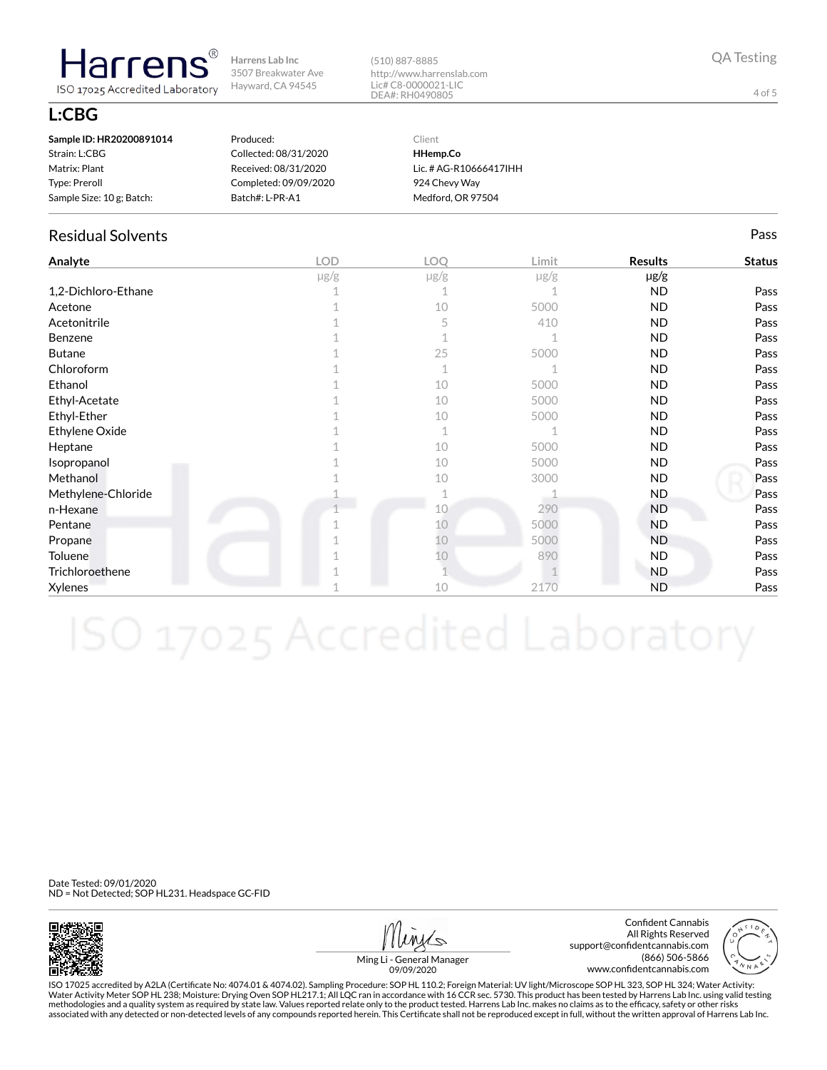**Harrens®** ISO 17025 Accredited Laboratory

Harrens Lab Inc
3507 Breakwater Ave
Hayward, CA 94545

(510) 887-8885
http://www.harrenslab.com
Lic# C8-0000021-LIC
DEA#: RH0490805

QA Testing

# L:CBG

| | | |
|---|---|---|
| **Sample ID: HR20200891014** | Produced: | Client |
| Strain: L:CBG | Collected: 08/31/2020 | **HHemp.Co** |
| Matrix: Plant | Received: 08/31/2020 | Lic. # AG-R10666417IHH |
| Type: Preroll | Completed: 09/09/2020 | 924 Chevy Way |
| Sample Size: 10 g; Batch: | Batch#: L-PR-A1 | Medford, OR 97504 |

## Residual Solvents

Pass

| Analyte | LOD µg/g | LOQ µg/g | Limit µg/g | Results µg/g | Status |
|---|---|---|---|---|---|
| 1,2-Dichloro-Ethane | 1 | 1 | 1 | ND | Pass |
| Acetone | 1 | 10 | 5000 | ND | Pass |
| Acetonitrile | 1 | 5 | 410 | ND | Pass |
| Benzene | 1 | 1 | 1 | ND | Pass |
| Butane | 1 | 25 | 5000 | ND | Pass |
| Chloroform | 1 | 1 | 1 | ND | Pass |
| Ethanol | 1 | 10 | 5000 | ND | Pass |
| Ethyl-Acetate | 1 | 10 | 5000 | ND | Pass |
| Ethyl-Ether | 1 | 10 | 5000 | ND | Pass |
| Ethylene Oxide | 1 | 1 | 1 | ND | Pass |
| Heptane | 1 | 10 | 5000 | ND | Pass |
| Isopropanol | 1 | 10 | 5000 | ND | Pass |
| Methanol | 1 | 10 | 3000 | ND | Pass |
| Methylene-Chloride | 1 | 1 | 1 | ND | Pass |
| n-Hexane | 1 | 10 | 290 | ND | Pass |
| Pentane | 1 | 10 | 5000 | ND | Pass |
| Propane | 1 | 10 | 5000 | ND | Pass |
| Toluene | 1 | 10 | 890 | ND | Pass |
| Trichloroethene | 1 | 1 | 1 | ND | Pass |
| Xylenes | 1 | 10 | 2170 | ND | Pass |

Date Tested: 09/01/2020
ND = Not Detected; SOP HL231. Headspace GC-FID

Ming Li - General Manager
09/09/2020

Confident Cannabis
All Rights Reserved
support@confidentcannabis.com
(866) 506-5866
www.confidentcannabis.com

ISO 17025 accredited by A2LA (Certificate No: 4074.01 & 4074.02). Sampling Procedure: SOP HL 110.2; Foreign Material: UV light/Microscope SOP HL 323, SOP HL 324; Water Activity: Water Activity Meter SOP HL 238; Moisture: Drying Oven SOP HL217.1; All LQC ran in accordance with 16 CCR sec. 5730. This product has been tested by Harrens Lab Inc. using valid testing methodologies and a quality system as required by state law. Values reported relate only to the product tested. Harrens Lab Inc. makes no claims as to the efficacy, safety or other risks associated with any detected or non-detected levels of any compounds reported herein. This Certificate shall not be reproduced except in full, without the written approval of Harrens Lab Inc.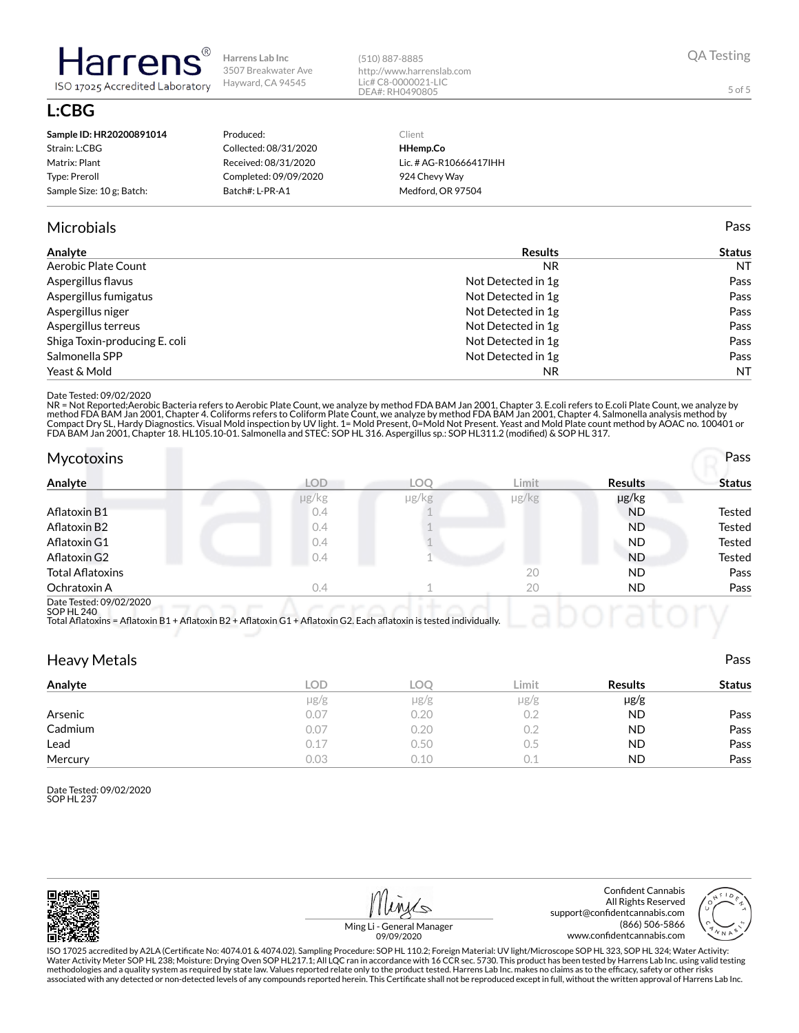Harrens®
ISO 17025 Accredited Laboratory

Harrens Lab Inc
3507 Breakwater Ave
Hayward, CA 94545

(510) 887-8885
http://www.harrenslab.com
Lic# C8-0000021-LIC
DEA#: RH0490805

QA Testing

# L:CBG

| | | |
|---|---|---|
| **Sample ID: HR20200891014** | Produced: | Client |
| Strain: L:CBG | Collected: 08/31/2020 | **HHemp.Co** |
| Matrix: Plant | Received: 08/31/2020 | Lic. # AG-R10666417IHH |
| Type: Preroll | Completed: 09/09/2020 | 924 Chevy Way |
| Sample Size: 10 g; Batch: | Batch#: L-PR-A1 | Medford, OR 97504 |

## Microbials

Pass

| Analyte | Results | Status |
|---|---|---|
| Aerobic Plate Count | NR | NT |
| Aspergillus flavus | Not Detected in 1g | Pass |
| Aspergillus fumigatus | Not Detected in 1g | Pass |
| Aspergillus niger | Not Detected in 1g | Pass |
| Aspergillus terreus | Not Detected in 1g | Pass |
| Shiga Toxin-producing E. coli | Not Detected in 1g | Pass |
| Salmonella SPP | Not Detected in 1g | Pass |
| Yeast & Mold | NR | NT |

Date Tested: 09/02/2020
NR = Not Reported;Aerobic Bacteria refers to Aerobic Plate Count, we analyze by method FDA BAM Jan 2001, Chapter 3. E.coli refers to E.coli Plate Count, we analyze by method FDA BAM Jan 2001, Chapter 4. Coliforms refers to Coliform Plate Count, we analyze by method FDA BAM Jan 2001, Chapter 4. Salmonella analysis method by Compact Dry SL, Hardy Diagnostics. Visual Mold inspection by UV light. 1= Mold Present, 0=Mold Not Present. Yeast and Mold Plate count method by AOAC no. 100401 or FDA BAM Jan 2001, Chapter 18. HL105.10-01. Salmonella and STEC: SOP HL 316. Aspergillus sp.: SOP HL311.2 (modified) & SOP HL 317.

## Mycotoxins

Pass

| Analyte | LOD | LOQ | Limit | Results | Status |
|---|---|---|---|---|---|
| | μg/kg | μg/kg | μg/kg | μg/kg | |
| Aflatoxin B1 | 0.4 | 1 | | ND | Tested |
| Aflatoxin B2 | 0.4 | 1 | | ND | Tested |
| Aflatoxin G1 | 0.4 | 1 | | ND | Tested |
| Aflatoxin G2 | 0.4 | 1 | | ND | Tested |
| Total Aflatoxins | | | 20 | ND | Pass |
| Ochratoxin A | 0.4 | 1 | 20 | ND | Pass |

Date Tested: 09/02/2020
SOP HL 240
Total Aflatoxins = Aflatoxin B1 + Aflatoxin B2 + Aflatoxin G1 + Aflatoxin G2. Each aflatoxin is tested individually.

## Heavy Metals

Pass

| Analyte | LOD | LOQ | Limit | Results | Status |
|---|---|---|---|---|---|
| | μg/g | μg/g | μg/g | μg/g | |
| Arsenic | 0.07 | 0.20 | 0.2 | ND | Pass |
| Cadmium | 0.07 | 0.20 | 0.2 | ND | Pass |
| Lead | 0.17 | 0.50 | 0.5 | ND | Pass |
| Mercury | 0.03 | 0.10 | 0.1 | ND | Pass |

Date Tested: 09/02/2020
SOP HL 237

Ming Li - General Manager
09/09/2020

Confident Cannabis
All Rights Reserved
support@confidentcannabis.com
(866) 506-5866
www.confidentcannabis.com

ISO 17025 accredited by A2LA (Certificate No: 4074.01 & 4074.02). Sampling Procedure: SOP HL 110.2; Foreign Material: UV light/Microscope SOP HL 323, SOP HL 324; Water Activity: Water Activity Meter SOP HL 238; Moisture: Drying Oven SOP HL217.1; All LQC ran in accordance with 16 CCR sec. 5730. This product has been tested by Harrens Lab Inc. using valid testing methodologies and a quality system as required by state law. Values reported relate only to the product tested. Harrens Lab Inc. makes no claims as to the efficacy, safety or other risks associated with any detected or non-detected levels of any compounds reported herein. This Certificate shall not be reproduced except in full, without the written approval of Harrens Lab Inc.